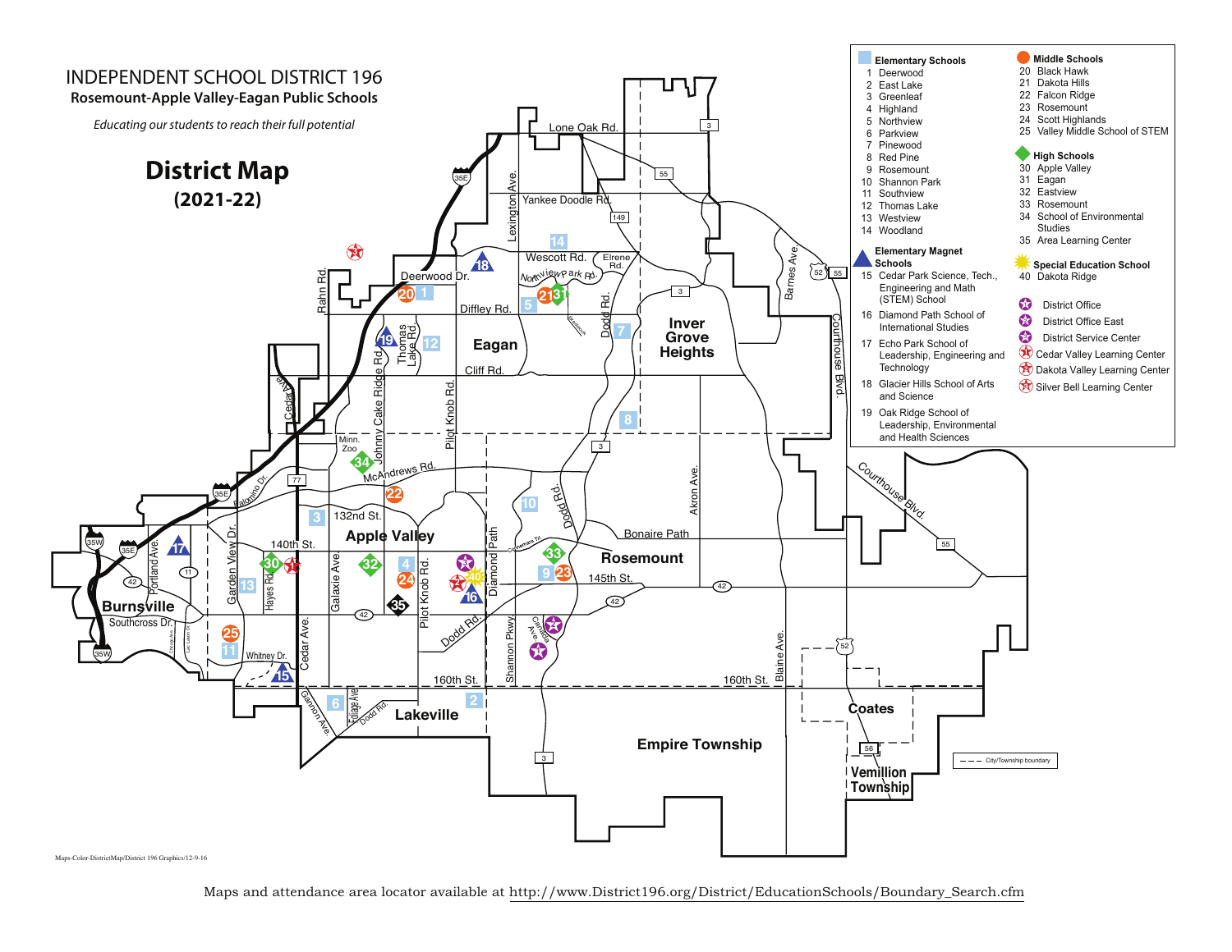# INDEPENDENT SCHOOL DISTRICT 196

**Rosemount-Apple Valley-Eagan Public Schools**

*Educating our students to reach their full potential*

## District Map

**(2021-22)**

**Elementary Schools**
1. Deerwood
2. East Lake
3. Greenleaf
4. Highland
5. Northview
6. Parkview
7. Pinewood
8. Red Pine
9. Rosemount
10. Shannon Park
11. Southview
12. Thomas Lake
13. Westview
14. Woodland

**Elementary Magnet Schools**

15. Cedar Park Science, Tech., Engineering and Math (STEM) School
16. Diamond Path School of International Studies
17. Echo Park School of Leadership, Engineering and Technology
18. Glacier Hills School of Arts and Science
19. Oak Ridge School of Leadership, Environmental and Health Sciences

**Middle Schools**

20. Black Hawk
21. Dakota Hills
22. Falcon Ridge
23. Rosemount
24. Scott Highlands
25. Valley Middle School of STEM

**High Schools**

30. Apple Valley
31. Eagan
32. Eastview
33. Rosemount
34. School of Environmental Studies
35. Area Learning Center

**Special Education School**

40. Dakota Ridge

- District Office
- District Office East
- District Service Center
- Cedar Valley Learning Center
- Dakota Valley Learning Center
- Silver Bell Learning Center

--- City/Township boundary

Maps-Color-DistrictMap/District 196 Graphics/12-9-16

Maps and attendance area locator available at http://www.District196.org/District/EducationSchools/Boundary_Search.cfm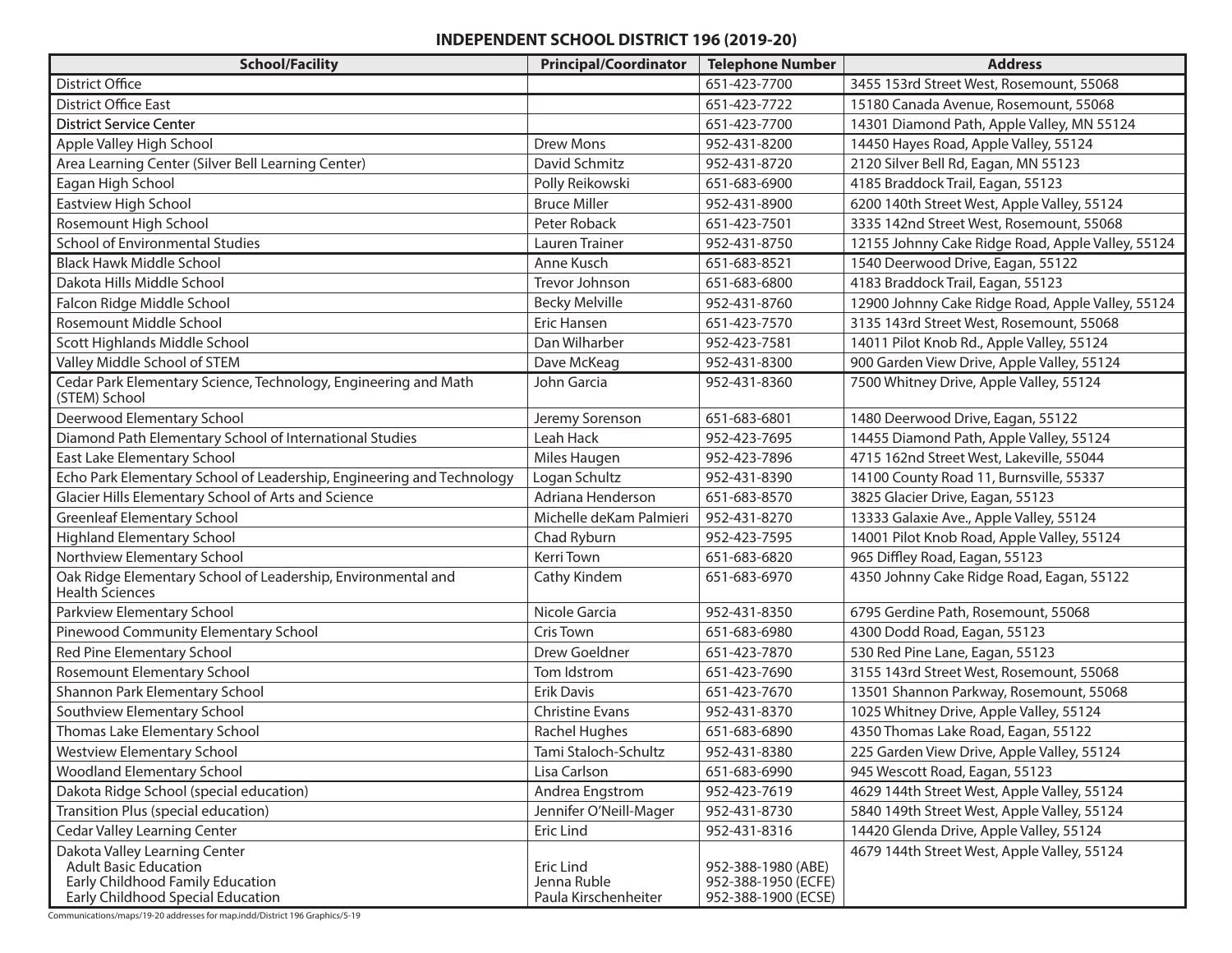## INDEPENDENT SCHOOL DISTRICT 196 (2019-20)

| School/Facility | Principal/Coordinator | Telephone Number | Address |
|---|---|---|---|
| District Office | | 651-423-7700 | 3455 153rd Street West, Rosemount, 55068 |
| District Office East | | 651-423-7722 | 15180 Canada Avenue, Rosemount, 55068 |
| **District Service Center** | | 651-423-7700 | 14301 Diamond Path, Apple Valley, MN 55124 |
| Apple Valley High School | Drew Mons | 952-431-8200 | 14450 Hayes Road, Apple Valley, 55124 |
| Area Learning Center (Silver Bell Learning Center) | David Schmitz | 952-431-8720 | 2120 Silver Bell Rd, Eagan, MN 55123 |
| Eagan High School | Polly Reikowski | 651-683-6900 | 4185 Braddock Trail, Eagan, 55123 |
| Eastview High School | Bruce Miller | 952-431-8900 | 6200 140th Street West, Apple Valley, 55124 |
| Rosemount High School | Peter Roback | 651-423-7501 | 3335 142nd Street West, Rosemount, 55068 |
| School of Environmental Studies | Lauren Trainer | 952-431-8750 | 12155 Johnny Cake Ridge Road, Apple Valley, 55124 |
| Black Hawk Middle School | Anne Kusch | 651-683-8521 | 1540 Deerwood Drive, Eagan, 55122 |
| Dakota Hills Middle School | Trevor Johnson | 651-683-6800 | 4183 Braddock Trail, Eagan, 55123 |
| Falcon Ridge Middle School | Becky Melville | 952-431-8760 | 12900 Johnny Cake Ridge Road, Apple Valley, 55124 |
| Rosemount Middle School | Eric Hansen | 651-423-7570 | 3135 143rd Street West, Rosemount, 55068 |
| Scott Highlands Middle School | Dan Wilharber | 952-423-7581 | 14011 Pilot Knob Rd., Apple Valley, 55124 |
| Valley Middle School of STEM | Dave McKeag | 952-431-8300 | 900 Garden View Drive, Apple Valley, 55124 |
| Cedar Park Elementary Science, Technology, Engineering and Math (STEM) School | John Garcia | 952-431-8360 | 7500 Whitney Drive, Apple Valley, 55124 |
| Deerwood Elementary School | Jeremy Sorenson | 651-683-6801 | 1480 Deerwood Drive, Eagan, 55122 |
| Diamond Path Elementary School of International Studies | Leah Hack | 952-423-7695 | 14455 Diamond Path, Apple Valley, 55124 |
| East Lake Elementary School | Miles Haugen | 952-423-7896 | 4715 162nd Street West, Lakeville, 55044 |
| Echo Park Elementary School of Leadership, Engineering and Technology | Logan Schultz | 952-431-8390 | 14100 County Road 11, Burnsville, 55337 |
| Glacier Hills Elementary School of Arts and Science | Adriana Henderson | 651-683-8570 | 3825 Glacier Drive, Eagan, 55123 |
| Greenleaf Elementary School | Michelle deKam Palmieri | 952-431-8270 | 13333 Galaxie Ave., Apple Valley, 55124 |
| Highland Elementary School | Chad Ryburn | 952-423-7595 | 14001 Pilot Knob Road, Apple Valley, 55124 |
| Northview Elementary School | Kerri Town | 651-683-6820 | 965 Diffley Road, Eagan, 55123 |
| Oak Ridge Elementary School of Leadership, Environmental and Health Sciences | Cathy Kindem | 651-683-6970 | 4350 Johnny Cake Ridge Road, Eagan, 55122 |
| Parkview Elementary School | Nicole Garcia | 952-431-8350 | 6795 Gerdine Path, Rosemount, 55068 |
| Pinewood Community Elementary School | Cris Town | 651-683-6980 | 4300 Dodd Road, Eagan, 55123 |
| Red Pine Elementary School | Drew Goeldner | 651-423-7870 | 530 Red Pine Lane, Eagan, 55123 |
| Rosemount Elementary School | Tom Idstrom | 651-423-7690 | 3155 143rd Street West, Rosemount, 55068 |
| Shannon Park Elementary School | Erik Davis | 651-423-7670 | 13501 Shannon Parkway, Rosemount, 55068 |
| Southview Elementary School | Christine Evans | 952-431-8370 | 1025 Whitney Drive, Apple Valley, 55124 |
| Thomas Lake Elementary School | Rachel Hughes | 651-683-6890 | 4350 Thomas Lake Road, Eagan, 55122 |
| Westview Elementary School | Tami Staloch-Schultz | 952-431-8380 | 225 Garden View Drive, Apple Valley, 55124 |
| Woodland Elementary School | Lisa Carlson | 651-683-6990 | 945 Wescott Road, Eagan, 55123 |
| Dakota Ridge School (special education) | Andrea Engstrom | 952-423-7619 | 4629 144th Street West, Apple Valley, 55124 |
| Transition Plus (special education) | Jennifer O'Neill-Mager | 952-431-8730 | 5840 149th Street West, Apple Valley, 55124 |
| Cedar Valley Learning Center | Eric Lind | 952-431-8316 | 14420 Glenda Drive, Apple Valley, 55124 |
| Dakota Valley Learning Center<br>Adult Basic Education<br>Early Childhood Family Education<br>Early Childhood Special Education | <br>Eric Lind<br>Jenna Ruble<br>Paula Kirschenheiter | <br>952-388-1980 (ABE)<br>952-388-1950 (ECFE)<br>952-388-1900 (ECSE) | 4679 144th Street West, Apple Valley, 55124 |

Communications/maps/19-20 addresses for map.indd/District 196 Graphics/5-19